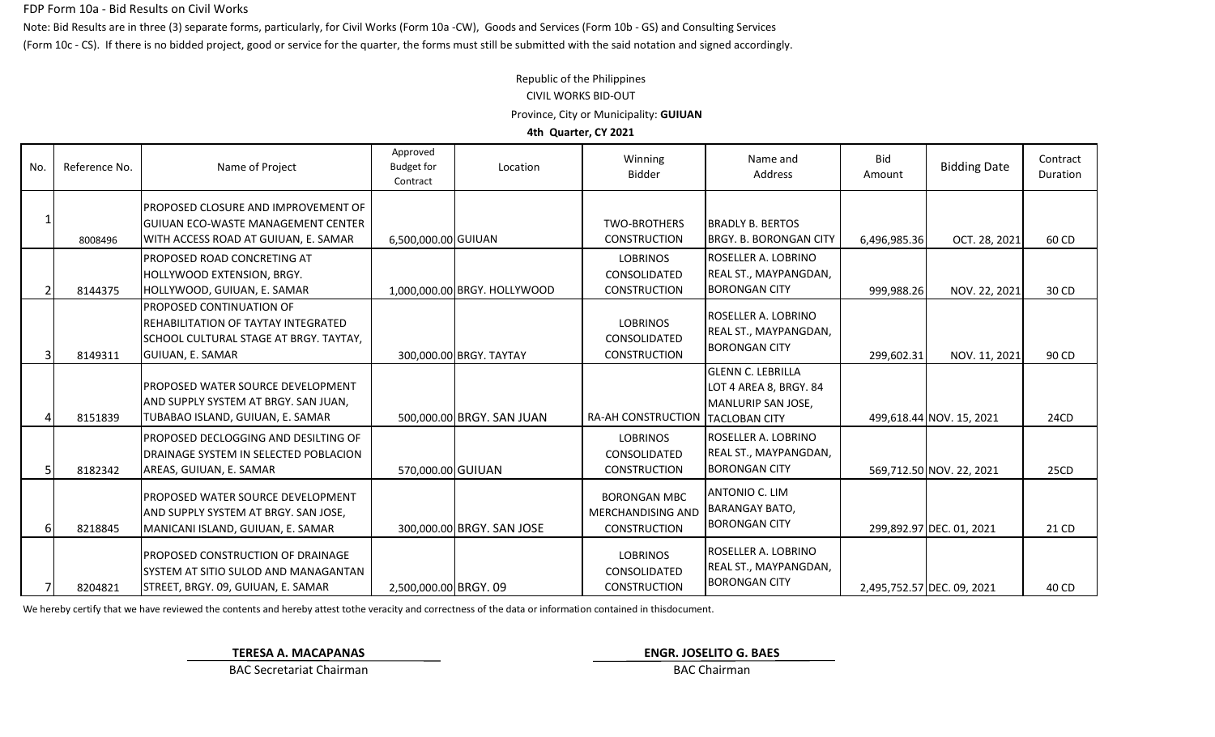FDP Form 10a - Bid Results on Civil Works

Note: Bid Results are in three (3) separate forms, particularly, for Civil Works (Form 10a -CW), Goods and Services (Form 10b - GS) and Consulting Services (Form 10c - CS). If there is no bidded project, good or service for the quarter, the forms must still be submitted with the said notation and signed accordingly.

Republic of the Philippines

CIVIL WORKS BID-OUT

Province, City or Municipality: **GUIUAN**

**4th Quarter, CY 2021**

| No. | Reference No. | Name of Project | Approved Budget for Contract | Location | Winning Bidder | Name and Address | Bid Amount | Bidding Date | Contract Duration |
|---|---|---|---|---|---|---|---|---|---|
| 1 | 8008496 | PROPOSED CLOSURE AND IMPROVEMENT OF GUIUAN ECO-WASTE MANAGEMENT CENTER WITH ACCESS ROAD AT GUIUAN, E. SAMAR | 6,500,000.00 | GUIUAN | TWO-BROTHERS CONSTRUCTION | BRADLY B. BERTOS BRGY. B. BORONGAN CITY | 6,496,985.36 | OCT. 28, 2021 | 60 CD |
| 2 | 8144375 | PROPOSED ROAD CONCRETING AT HOLLYWOOD EXTENSION, BRGY. HOLLYWOOD, GUIUAN, E. SAMAR | 1,000,000.00 | BRGY. HOLLYWOOD | LOBRINOS CONSOLIDATED CONSTRUCTION | ROSELLER A. LOBRINO REAL ST., MAYPANGDAN, BORONGAN CITY | 999,988.26 | NOV. 22, 2021 | 30 CD |
| 3 | 8149311 | PROPOSED CONTINUATION OF REHABILITATION OF TAYTAY INTEGRATED SCHOOL CULTURAL STAGE AT BRGY. TAYTAY, GUIUAN, E. SAMAR | 300,000.00 | BRGY. TAYTAY | LOBRINOS CONSOLIDATED CONSTRUCTION | ROSELLER A. LOBRINO REAL ST., MAYPANGDAN, BORONGAN CITY | 299,602.31 | NOV. 11, 2021 | 90 CD |
| 4 | 8151839 | PROPOSED WATER SOURCE DEVELOPMENT AND SUPPLY SYSTEM AT BRGY. SAN JUAN, TUBABAO ISLAND, GUIUAN, E. SAMAR | 500,000.00 | BRGY. SAN JUAN | RA-AH CONSTRUCTION | GLENN C. LEBRILLA LOT 4 AREA 8, BRGY. 84 MANLURIP SAN JOSE, TACLOBAN CITY | 499,618.44 | NOV. 15, 2021 | 24CD |
| 5 | 8182342 | PROPOSED DECLOGGING AND DESILTING OF DRAINAGE SYSTEM IN SELECTED POBLACION AREAS, GUIUAN, E. SAMAR | 570,000.00 | GUIUAN | LOBRINOS CONSOLIDATED CONSTRUCTION | ROSELLER A. LOBRINO REAL ST., MAYPANGDAN, BORONGAN CITY | 569,712.50 | NOV. 22, 2021 | 25CD |
| 6 | 8218845 | PROPOSED WATER SOURCE DEVELOPMENT AND SUPPLY SYSTEM AT BRGY. SAN JOSE, MANICANI ISLAND, GUIUAN, E. SAMAR | 300,000.00 | BRGY. SAN JOSE | BORONGAN MBC MERCHANDISING AND CONSTRUCTION | ANTONIO C. LIM BARANGAY BATO, BORONGAN CITY | 299,892.97 | DEC. 01, 2021 | 21 CD |
| 7 | 8204821 | PROPOSED CONSTRUCTION OF DRAINAGE SYSTEM AT SITIO SULOD AND MANAGANTAN STREET, BRGY. 09, GUIUAN, E. SAMAR | 2,500,000.00 | BRGY. 09 | LOBRINOS CONSOLIDATED CONSTRUCTION | ROSELLER A. LOBRINO REAL ST., MAYPANGDAN, BORONGAN CITY | 2,495,752.57 | DEC. 09, 2021 | 40 CD |

We hereby certify that we have reviewed the contents and hereby attest tothe veracity and correctness of the data or information contained in thisdocument.

**TERESA A. MACAPANAS**
BAC Secretariat Chairman

**ENGR. JOSELITO G. BAES**
BAC Chairman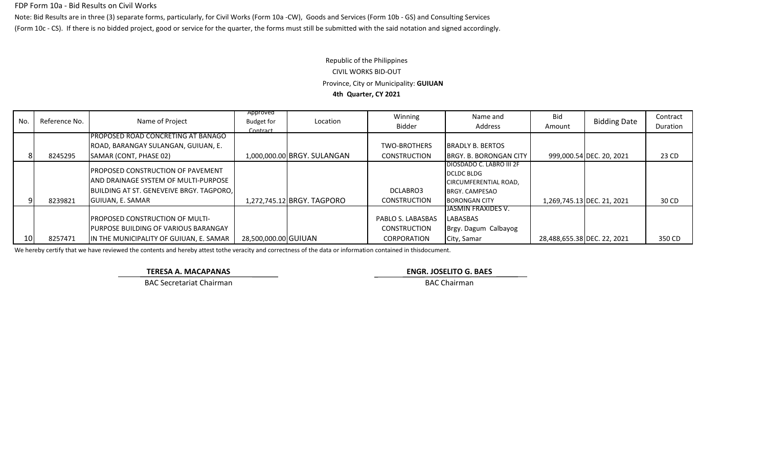FDP Form 10a - Bid Results on Civil Works

Note: Bid Results are in three (3) separate forms, particularly, for Civil Works (Form 10a -CW), Goods and Services (Form 10b - GS) and Consulting Services (Form 10c - CS). If there is no bidded project, good or service for the quarter, the forms must still be submitted with the said notation and signed accordingly.

Republic of the Philippines

CIVIL WORKS BID-OUT

Province, City or Municipality: **GUIUAN**

**4th Quarter, CY 2021**

| No. | Reference No. | Name of Project | Approved Budget for Contract | Location | Winning Bidder | Name and Address | Bid Amount | Bidding Date | Contract Duration |
|---|---|---|---|---|---|---|---|---|---|
| 8 | 8245295 | PROPOSED ROAD CONCRETING AT BANAGO ROAD, BARANGAY SULANGAN, GUIUAN, E. SAMAR (CONT, PHASE 02) | 1,000,000.00 | BRGY. SULANGAN | TWO-BROTHERS CONSTRUCTION | BRADLY B. BERTOS BRGY. B. BORONGAN CITY | 999,000.54 | DEC. 20, 2021 | 23 CD |
| 9 | 8239821 | PROPOSED CONSTRUCTION OF PAVEMENT AND DRAINAGE SYSTEM OF MULTI-PURPOSE BUILDING AT ST. GENEVEIVE BRGY. TAGPORO, GUIUAN, E. SAMAR | 1,272,745.12 | BRGY. TAGPORO | DCLABRO3 CONSTRUCTION | DIOSDADO C. LABRO III 2F DCLDC BLDG CIRCUMFERENTIAL ROAD, BRGY. CAMPESAO BORONGAN CITY | 1,269,745.13 | DEC. 21, 2021 | 30 CD |
| 10 | 8257471 | PROPOSED CONSTRUCTION OF MULTI-PURPOSE BUILDING OF VARIOUS BARANGAY IN THE MUNICIPALITY OF GUIUAN, E. SAMAR | 28,500,000.00 | GUIUAN | PABLO S. LABASBAS CONSTRUCTION CORPORATION | JASMIN FRAXIDES V. LABASBAS Brgy. Dagum Calbayog City, Samar | 28,488,655.38 | DEC. 22, 2021 | 350 CD |

We hereby certify that we have reviewed the contents and hereby attest tothe veracity and correctness of the data or information contained in thisdocument.

**TERESA A. MACAPANAS**
BAC Secretariat Chairman

**ENGR. JOSELITO G. BAES**
BAC Chairman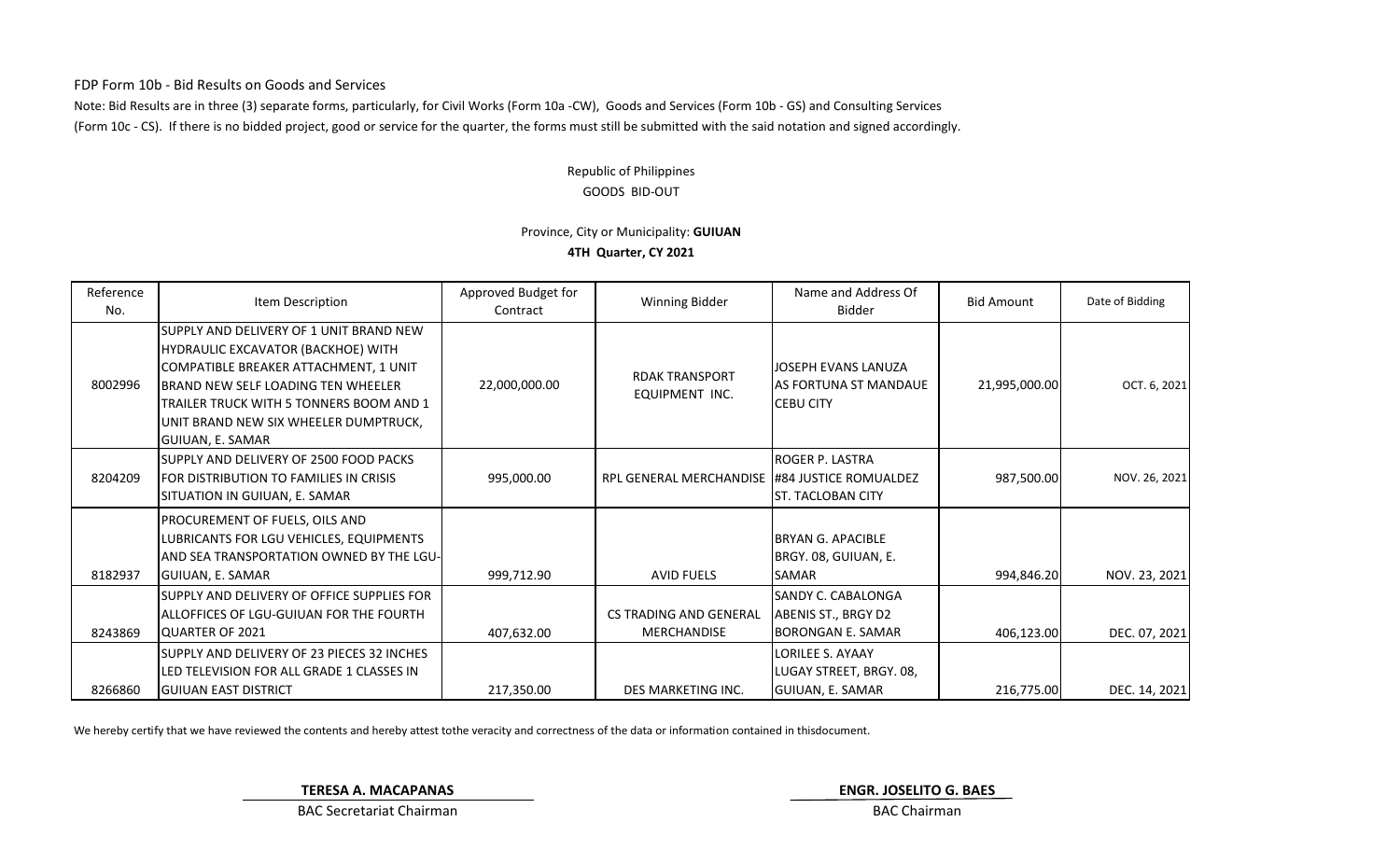FDP Form 10b - Bid Results on Goods and Services

Note: Bid Results are in three (3) separate forms, particularly, for Civil Works (Form 10a -CW), Goods and Services (Form 10b - GS) and Consulting Services (Form 10c - CS). If there is no bidded project, good or service for the quarter, the forms must still be submitted with the said notation and signed accordingly.

Republic of Philippines

GOODS BID-OUT

Province, City or Municipality: **GUIUAN**

**4TH Quarter, CY 2021**

| Reference No. | Item Description | Approved Budget for Contract | Winning Bidder | Name and Address Of Bidder | Bid Amount | Date of Bidding |
|---|---|---|---|---|---|---|
| 8002996 | SUPPLY AND DELIVERY OF 1 UNIT BRAND NEW HYDRAULIC EXCAVATOR (BACKHOE) WITH COMPATIBLE BREAKER ATTACHMENT, 1 UNIT BRAND NEW SELF LOADING TEN WHEELER TRAILER TRUCK WITH 5 TONNERS BOOM AND 1 UNIT BRAND NEW SIX WHEELER DUMPTRUCK, GUIUAN, E. SAMAR | 22,000,000.00 | RDAK TRANSPORT EQUIPMENT INC. | JOSEPH EVANS LANUZA AS FORTUNA ST MANDAUE CEBU CITY | 21,995,000.00 | OCT. 6, 2021 |
| 8204209 | SUPPLY AND DELIVERY OF 2500 FOOD PACKS FOR DISTRIBUTION TO FAMILIES IN CRISIS SITUATION IN GUIUAN, E. SAMAR | 995,000.00 | RPL GENERAL MERCHANDISE | ROGER P. LASTRA #84 JUSTICE ROMUALDEZ ST. TACLOBAN CITY | 987,500.00 | NOV. 26, 2021 |
| 8182937 | PROCUREMENT OF FUELS, OILS AND LUBRICANTS FOR LGU VEHICLES, EQUIPMENTS AND SEA TRANSPORTATION OWNED BY THE LGU-GUIUAN, E. SAMAR | 999,712.90 | AVID FUELS | BRYAN G. APACIBLE BRGY. 08, GUIUAN, E. SAMAR | 994,846.20 | NOV. 23, 2021 |
| 8243869 | SUPPLY AND DELIVERY OF OFFICE SUPPLIES FOR ALLOFFICES OF LGU-GUIUAN FOR THE FOURTH QUARTER OF 2021 | 407,632.00 | CS TRADING AND GENERAL MERCHANDISE | SANDY C. CABALONGA ABENIS ST., BRGY D2 BORONGAN E. SAMAR | 406,123.00 | DEC. 07, 2021 |
| 8266860 | SUPPLY AND DELIVERY OF 23 PIECES 32 INCHES LED TELEVISION FOR ALL GRADE 1 CLASSES IN GUIUAN EAST DISTRICT | 217,350.00 | DES MARKETING INC. | LORILEE S. AYAAY LUGAY STREET, BRGY. 08, GUIUAN, E. SAMAR | 216,775.00 | DEC. 14, 2021 |

We hereby certify that we have reviewed the contents and hereby attest tothe veracity and correctness of the data or information contained in thisdocument.

**TERESA A. MACAPANAS**
BAC Secretariat Chairman

**ENGR. JOSELITO G. BAES**
BAC Chairman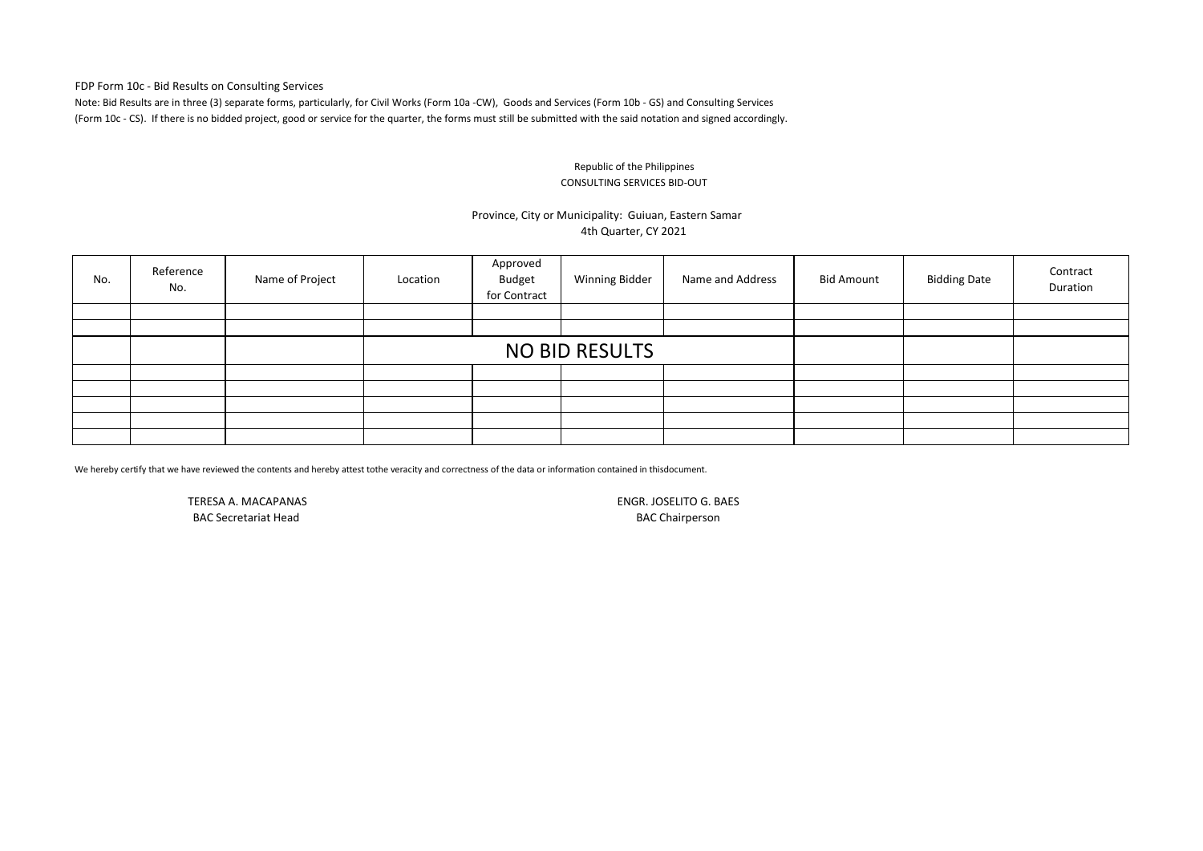FDP Form 10c - Bid Results on Consulting Services

Note: Bid Results are in three (3) separate forms, particularly, for Civil Works (Form 10a -CW), Goods and Services (Form 10b - GS) and Consulting Services (Form 10c - CS). If there is no bidded project, good or service for the quarter, the forms must still be submitted with the said notation and signed accordingly.

Republic of the Philippines
CONSULTING SERVICES BID-OUT

Province, City or Municipality: Guiuan, Eastern Samar
4th Quarter, CY 2021

| No. | Reference No. | Name of Project | Location | Approved Budget for Contract | Winning Bidder | Name and Address | Bid Amount | Bidding Date | Contract Duration |
|---|---|---|---|---|---|---|---|---|---|
| | | | | | | | | | |
| | | | | | | | | | |
| | | | NO BID RESULTS | | | | | | |
| | | | | | | | | | |
| | | | | | | | | | |
| | | | | | | | | | |
| | | | | | | | | | |
| | | | | | | | | | |

We hereby certify that we have reviewed the contents and hereby attest tothe veracity and correctness of the data or information contained in thisdocument.

TERESA A. MACAPANAS
BAC Secretariat Head

ENGR. JOSELITO G. BAES
BAC Chairperson